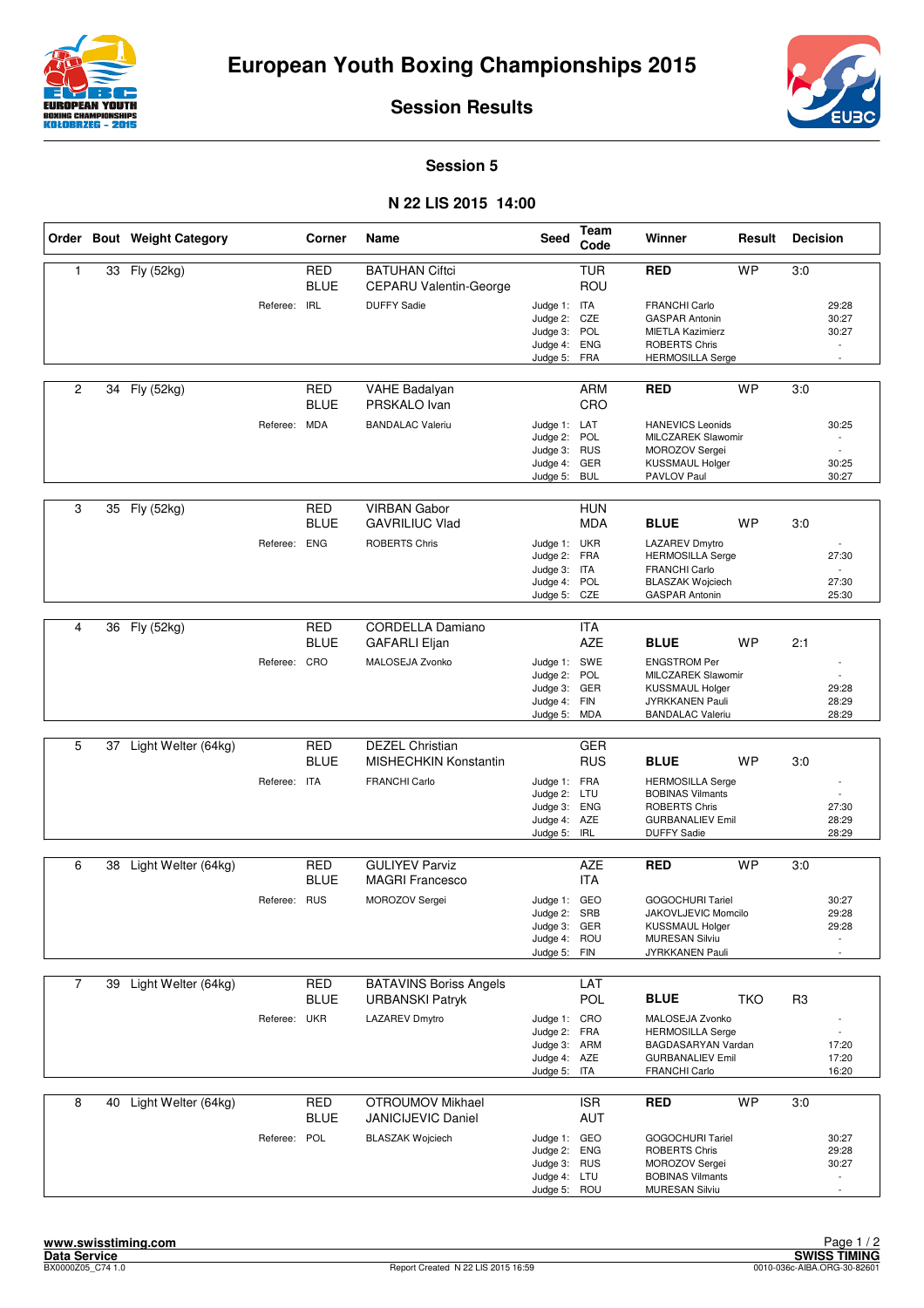# European Youth Boxing Championships 2015

## Session Results

### Session 5

### N 22 LIS 2015 14:00

| Order | Bout | Weight Category | Corner | Name | Seed | Team Code | Winner | Result | Decision |
|---|---|---|---|---|---|---|---|---|---|
| 1 | 33 | Fly (52kg) | RED | BATUHAN Ciftci | | TUR | RED | WP | 3:0 |
| | | | BLUE | CEPARU Valentin-George | | ROU | | | |
| | | Referee: | IRL | DUFFY Sadie | Judge 1: | ITA | FRANCHI Carlo | | 29:28 |
| | | | | | Judge 2: | CZE | GASPAR Antonin | | 30:27 |
| | | | | | Judge 3: | POL | MIETLA Kazimierz | | 30:27 |
| | | | | | Judge 4: | ENG | ROBERTS Chris | | - |
| | | | | | Judge 5: | FRA | HERMOSILLA Serge | | - |
| 2 | 34 | Fly (52kg) | RED | VAHE Badalyan | | ARM | RED | WP | 3:0 |
| | | | BLUE | PRSKALO Ivan | | CRO | | | |
| | | Referee: | MDA | BANDALAC Valeriu | Judge 1: | LAT | HANEVICS Leonids | | 30:25 |
| | | | | | Judge 2: | POL | MILCZAREK Slawomir | | - |
| | | | | | Judge 3: | RUS | MOROZOV Sergei | | - |
| | | | | | Judge 4: | GER | KUSSMAUL Holger | | 30:25 |
| | | | | | Judge 5: | BUL | PAVLOV Paul | | 30:27 |
| 3 | 35 | Fly (52kg) | RED | VIRBAN Gabor | | HUN | | | |
| | | | BLUE | GAVRILIUC Vlad | | MDA | BLUE | WP | 3:0 |
| | | Referee: | ENG | ROBERTS Chris | Judge 1: | UKR | LAZAREV Dmytro | | - |
| | | | | | Judge 2: | FRA | HERMOSILLA Serge | | 27:30 |
| | | | | | Judge 3: | ITA | FRANCHI Carlo | | - |
| | | | | | Judge 4: | POL | BLASZAK Wojciech | | 27:30 |
| | | | | | Judge 5: | CZE | GASPAR Antonin | | 25:30 |
| 4 | 36 | Fly (52kg) | RED | CORDELLA Damiano | | ITA | | | |
| | | | BLUE | GAFARLI Eljan | | AZE | BLUE | WP | 2:1 |
| | | Referee: | CRO | MALOSEJA Zvonko | Judge 1: | SWE | ENGSTROM Per | | - |
| | | | | | Judge 2: | POL | MILCZAREK Slawomir | | - |
| | | | | | Judge 3: | GER | KUSSMAUL Holger | | 29:28 |
| | | | | | Judge 4: | FIN | JYRKKANEN Pauli | | 28:29 |
| | | | | | Judge 5: | MDA | BANDALAC Valeriu | | 28:29 |
| 5 | 37 | Light Welter (64kg) | RED | DEZEL Christian | | GER | | | |
| | | | BLUE | MISHECHKIN Konstantin | | RUS | BLUE | WP | 3:0 |
| | | Referee: | ITA | FRANCHI Carlo | Judge 1: | FRA | HERMOSILLA Serge | | - |
| | | | | | Judge 2: | LTU | BOBINAS Vilmants | | - |
| | | | | | Judge 3: | ENG | ROBERTS Chris | | 27:30 |
| | | | | | Judge 4: | AZE | GURBANALIEV Emil | | 28:29 |
| | | | | | Judge 5: | IRL | DUFFY Sadie | | 28:29 |
| 6 | 38 | Light Welter (64kg) | RED | GULIYEV Parviz | | AZE | RED | WP | 3:0 |
| | | | BLUE | MAGRI Francesco | | ITA | | | |
| | | Referee: | RUS | MOROZOV Sergei | Judge 1: | GEO | GOGOCHURI Tariel | | 30:27 |
| | | | | | Judge 2: | SRB | JAKOVLJEVIC Momcilo | | 29:28 |
| | | | | | Judge 3: | GER | KUSSMAUL Holger | | 29:28 |
| | | | | | Judge 4: | ROU | MURESAN Silviu | | - |
| | | | | | Judge 5: | FIN | JYRKKANEN Pauli | | - |
| 7 | 39 | Light Welter (64kg) | RED | BATAVINS Boriss Angels | | LAT | | | |
| | | | BLUE | URBANSKI Patryk | | POL | BLUE | TKO | R3 |
| | | Referee: | UKR | LAZAREV Dmytro | Judge 1: | CRO | MALOSEJA Zvonko | | - |
| | | | | | Judge 2: | FRA | HERMOSILLA Serge | | - |
| | | | | | Judge 3: | ARM | BAGDASARYAN Vardan | | 17:20 |
| | | | | | Judge 4: | AZE | GURBANALIEV Emil | | 17:20 |
| | | | | | Judge 5: | ITA | FRANCHI Carlo | | 16:20 |
| 8 | 40 | Light Welter (64kg) | RED | OTROUMOV Mikhael | | ISR | RED | WP | 3:0 |
| | | | BLUE | JANICIJEVIC Daniel | | AUT | | | |
| | | Referee: | POL | BLASZAK Wojciech | Judge 1: | GEO | GOGOCHURI Tariel | | 30:27 |
| | | | | | Judge 2: | ENG | ROBERTS Chris | | 29:28 |
| | | | | | Judge 3: | RUS | MOROZOV Sergei | | 30:27 |
| | | | | | Judge 4: | LTU | BOBINAS Vilmants | | - |
| | | | | | Judge 5: | ROU | MURESAN Silviu | | - |

www.swisstiming.com
Data Service
BX0000Z05_C74 1.0

Report Created N 22 LIS 2015 16:59

SWISS TIMING
0010-036c-AIBA.ORG-30-82601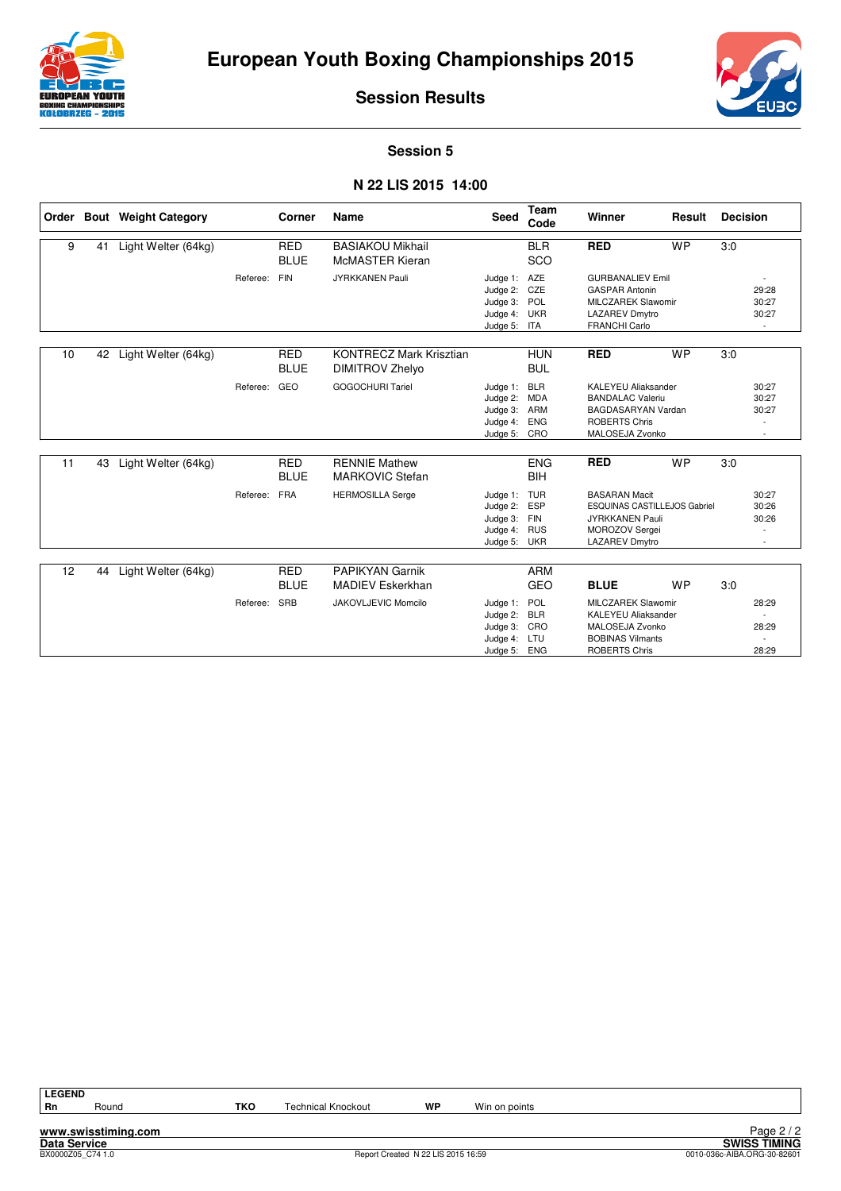# European Youth Boxing Championships 2015

## Session Results

### Session 5

### N 22 LIS 2015 14:00

| Order | Bout | Weight Category | Corner | Name | Seed | Team Code | Winner | Result | Decision |
|---|---|---|---|---|---|---|---|---|---|
| 9 | 41 | Light Welter (64kg) | RED | BASIAKOU Mikhail | | BLR | **RED** | WP | 3:0 |
| | | | BLUE | McMASTER Kieran | | SCO | | | |
| | | Referee: | FIN | JYRKKANEN Pauli | Judge 1: | AZE | GURBANALIEV Emil | | - |
| | | | | | Judge 2: | CZE | GASPAR Antonin | | 29:28 |
| | | | | | Judge 3: | POL | MILCZAREK Slawomir | | 30:27 |
| | | | | | Judge 4: | UKR | LAZAREV Dmytro | | 30:27 |
| | | | | | Judge 5: | ITA | FRANCHI Carlo | | - |
| 10 | 42 | Light Welter (64kg) | RED | KONTRECZ Mark Krisztian | | HUN | **RED** | WP | 3:0 |
| | | | BLUE | DIMITROV Zhelyo | | BUL | | | |
| | | Referee: | GEO | GOGOCHURI Tariel | Judge 1: | BLR | KALEYEU Aliaksander | | 30:27 |
| | | | | | Judge 2: | MDA | BANDALAC Valeriu | | 30:27 |
| | | | | | Judge 3: | ARM | BAGDASARYAN Vardan | | 30:27 |
| | | | | | Judge 4: | ENG | ROBERTS Chris | | - |
| | | | | | Judge 5: | CRO | MALOSEJA Zvonko | | - |
| 11 | 43 | Light Welter (64kg) | RED | RENNIE Mathew | | ENG | **RED** | WP | 3:0 |
| | | | BLUE | MARKOVIC Stefan | | BIH | | | |
| | | Referee: | FRA | HERMOSILLA Serge | Judge 1: | TUR | BASARAN Macit | | 30:27 |
| | | | | | Judge 2: | ESP | ESQUINAS CASTILLEJOS Gabriel | | 30:26 |
| | | | | | Judge 3: | FIN | JYRKKANEN Pauli | | 30:26 |
| | | | | | Judge 4: | RUS | MOROZOV Sergei | | - |
| | | | | | Judge 5: | UKR | LAZAREV Dmytro | | - |
| 12 | 44 | Light Welter (64kg) | RED | PAPIKYAN Garnik | | ARM | | | |
| | | | BLUE | MADIEV Eskerkhan | | GEO | **BLUE** | WP | 3:0 |
| | | Referee: | SRB | JAKOVLJEVIC Momcilo | Judge 1: | POL | MILCZAREK Slawomir | | 28:29 |
| | | | | | Judge 2: | BLR | KALEYEU Aliaksander | | - |
| | | | | | Judge 3: | CRO | MALOSEJA Zvonko | | 28:29 |
| | | | | | Judge 4: | LTU | BOBINAS Vilmants | | - |
| | | | | | Judge 5: | ENG | ROBERTS Chris | | 28:29 |

**LEGEND**

| Rn | Round | TKO | Technical Knockout | WP | Win on points |
|---|---|---|---|---|---|

www.swisstiming.com
Data Service
BX0000Z05_C74 1.0
Report Created N 22 LIS 2015 16:59
SWISS TIMING
0010-036c-AIBA.ORG-30-82601